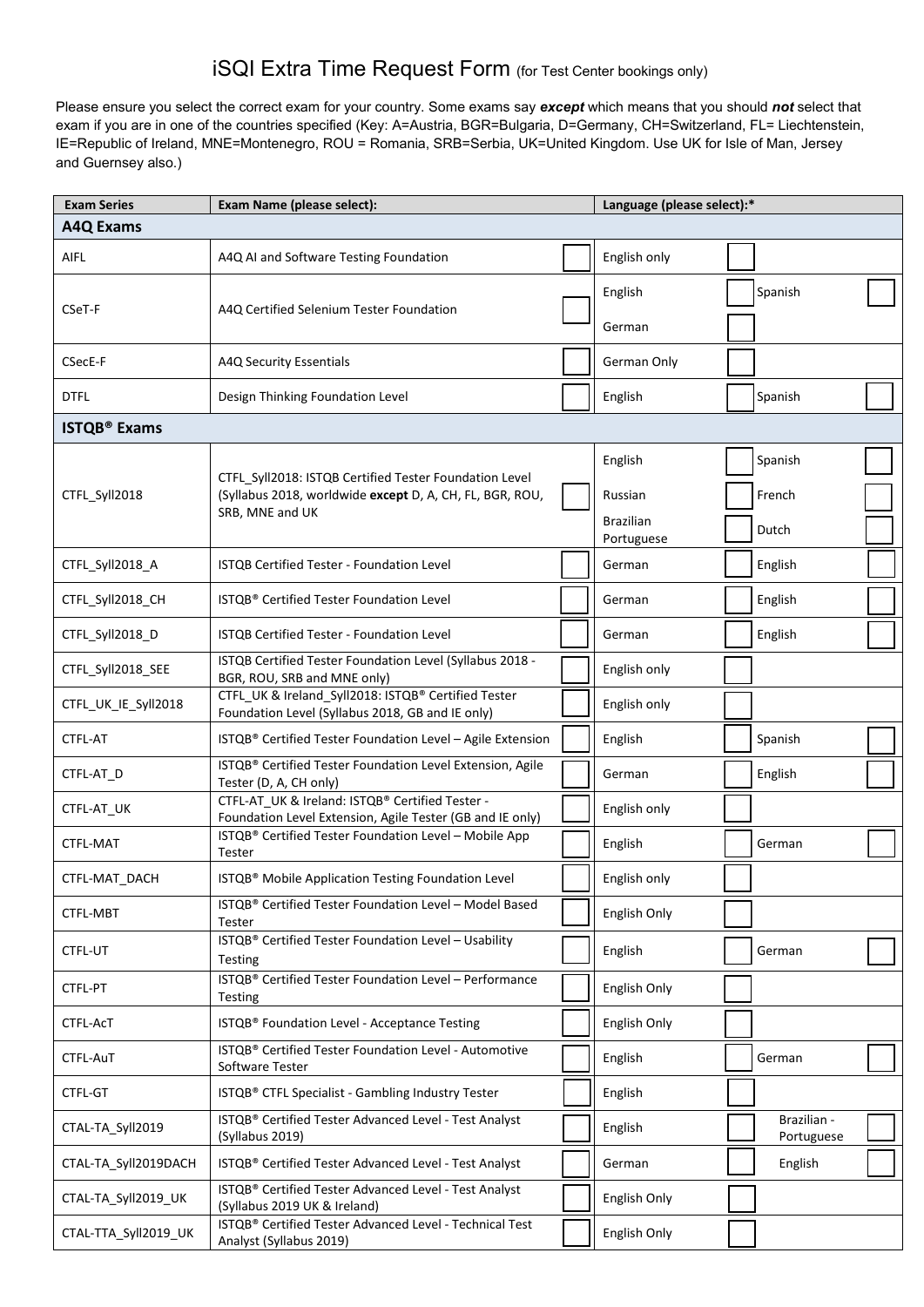# iSQI Extra Time Request Form (for Test Center bookings only)

Please ensure you select the correct exam for your country. Some exams say ***except*** which means that you should ***not*** select that exam if you are in one of the countries specified (Key: A=Austria, BGR=Bulgaria, D=Germany, CH=Switzerland, FL= Liechtenstein, IE=Republic of Ireland, MNE=Montenegro, ROU = Romania, SRB=Serbia, UK=United Kingdom. Use UK for Isle of Man, Jersey and Guernsey also.)

| Exam Series | Exam Name (please select): | | Language (please select):* | | | |
|---|---|---|---|---|---|---|
| **A4Q Exams** | | | | | | |
| AIFL | A4Q AI and Software Testing Foundation | ☐ | English only | ☐ | | |
| CSeT-F | A4Q Certified Selenium Tester Foundation | ☐ | English | ☐ | Spanish | ☐ |
| | | | German | ☐ | | |
| CSecE-F | A4Q Security Essentials | ☐ | German Only | ☐ | | |
| DTFL | Design Thinking Foundation Level | ☐ | English | ☐ | Spanish | ☐ |
| **ISTQB® Exams** | | | | | | |
| CTFL_Syll2018 | CTFL_Syll2018: ISTQB Certified Tester Foundation Level (Syllabus 2018, worldwide **except** D, A, CH, FL, BGR, ROU, SRB, MNE and UK | ☐ | English | ☐ | Spanish | ☐ |
| | | | Russian | ☐ | French | ☐ |
| | | | Brazilian Portuguese | ☐ | Dutch | ☐ |
| CTFL_Syll2018_A | ISTQB Certified Tester - Foundation Level | ☐ | German | ☐ | English | ☐ |
| CTFL_Syll2018_CH | ISTQB® Certified Tester Foundation Level | ☐ | German | ☐ | English | ☐ |
| CTFL_Syll2018_D | ISTQB Certified Tester - Foundation Level | ☐ | German | ☐ | English | ☐ |
| CTFL_Syll2018_SEE | ISTQB Certified Tester Foundation Level (Syllabus 2018 - BGR, ROU, SRB and MNE only) | ☐ | English only | ☐ | | |
| CTFL_UK_IE_Syll2018 | CTFL_UK & Ireland_Syll2018: ISTQB® Certified Tester Foundation Level (Syllabus 2018, GB and IE only) | ☐ | English only | ☐ | | |
| CTFL-AT | ISTQB® Certified Tester Foundation Level – Agile Extension | ☐ | English | ☐ | Spanish | ☐ |
| CTFL-AT_D | ISTQB® Certified Tester Foundation Level Extension, Agile Tester (D, A, CH only) | ☐ | German | ☐ | English | ☐ |
| CTFL-AT_UK | CTFL-AT_UK & Ireland: ISTQB® Certified Tester - Foundation Level Extension, Agile Tester (GB and IE only) | ☐ | English only | ☐ | | |
| CTFL-MAT | ISTQB® Certified Tester Foundation Level – Mobile App Tester | ☐ | English | ☐ | German | ☐ |
| CTFL-MAT_DACH | ISTQB® Mobile Application Testing Foundation Level | ☐ | English only | ☐ | | |
| CTFL-MBT | ISTQB® Certified Tester Foundation Level – Model Based Tester | ☐ | English Only | ☐ | | |
| CTFL-UT | ISTQB® Certified Tester Foundation Level – Usability Testing | ☐ | English | ☐ | German | ☐ |
| CTFL-PT | ISTQB® Certified Tester Foundation Level – Performance Testing | ☐ | English Only | ☐ | | |
| CTFL-AcT | ISTQB® Foundation Level - Acceptance Testing | ☐ | English Only | ☐ | | |
| CTFL-AuT | ISTQB® Certified Tester Foundation Level - Automotive Software Tester | ☐ | English | ☐ | German | ☐ |
| CTFL-GT | ISTQB® CTFL Specialist - Gambling Industry Tester | ☐ | English | ☐ | | |
| CTAL-TA_Syll2019 | ISTQB® Certified Tester Advanced Level - Test Analyst (Syllabus 2019) | ☐ | English | ☐ | Brazilian - Portuguese | ☐ |
| CTAL-TA_Syll2019DACH | ISTQB® Certified Tester Advanced Level - Test Analyst | ☐ | German | ☐ | English | ☐ |
| CTAL-TA_Syll2019_UK | ISTQB® Certified Tester Advanced Level - Test Analyst (Syllabus 2019 UK & Ireland) | ☐ | English Only | ☐ | | |
| CTAL-TTA_Syll2019_UK | ISTQB® Certified Tester Advanced Level - Technical Test Analyst (Syllabus 2019) | ☐ | English Only | ☐ | | |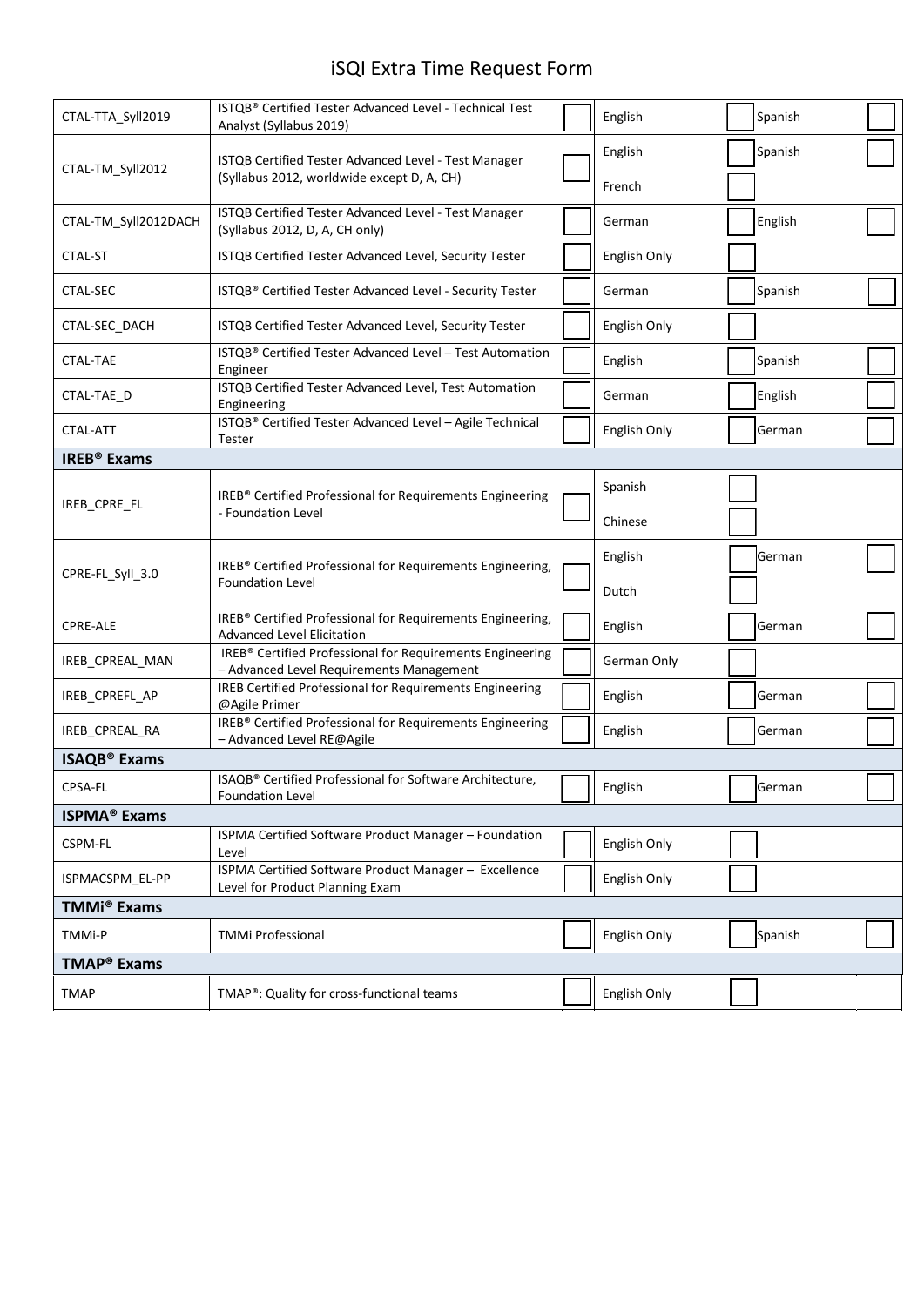# iSQI Extra Time Request Form

| | | | | | | |
|---|---|---|---|---|---|---|
| CTAL-TTA_Syll2019 | ISTQB® Certified Tester Advanced Level - Technical Test Analyst (Syllabus 2019) | ☐ | English | ☐ | Spanish | ☐ |
| CTAL-TM_Syll2012 | ISTQB Certified Tester Advanced Level - Test Manager (Syllabus 2012, worldwide except D, A, CH) | ☐ | English | ☐ | Spanish | ☐ |
| | | | French | ☐ | | |
| CTAL-TM_Syll2012DACH | ISTQB Certified Tester Advanced Level - Test Manager (Syllabus 2012, D, A, CH only) | ☐ | German | ☐ | English | ☐ |
| CTAL-ST | ISTQB Certified Tester Advanced Level, Security Tester | ☐ | English Only | ☐ | | |
| CTAL-SEC | ISTQB® Certified Tester Advanced Level - Security Tester | ☐ | German | ☐ | Spanish | ☐ |
| CTAL-SEC_DACH | ISTQB Certified Tester Advanced Level, Security Tester | ☐ | English Only | ☐ | | |
| CTAL-TAE | ISTQB® Certified Tester Advanced Level – Test Automation Engineer | ☐ | English | ☐ | Spanish | ☐ |
| CTAL-TAE_D | ISTQB Certified Tester Advanced Level, Test Automation Engineering | ☐ | German | ☐ | English | ☐ |
| CTAL-ATT | ISTQB® Certified Tester Advanced Level – Agile Technical Tester | ☐ | English Only | ☐ | German | ☐ |
| **IREB® Exams** | | | | | | |
| IREB_CPRE_FL | IREB® Certified Professional for Requirements Engineering - Foundation Level | ☐ | Spanish | ☐ | | |
| | | | Chinese | ☐ | | |
| CPRE-FL_Syll_3.0 | IREB® Certified Professional for Requirements Engineering, Foundation Level | ☐ | English | ☐ | German | ☐ |
| | | | Dutch | ☐ | | |
| CPRE-ALE | IREB® Certified Professional for Requirements Engineering, Advanced Level Elicitation | ☐ | English | ☐ | German | ☐ |
| IREB_CPREAL_MAN | IREB® Certified Professional for Requirements Engineering – Advanced Level Requirements Management | ☐ | German Only | ☐ | | |
| IREB_CPREFL_AP | IREB Certified Professional for Requirements Engineering @Agile Primer | ☐ | English | ☐ | German | ☐ |
| IREB_CPREAL_RA | IREB® Certified Professional for Requirements Engineering – Advanced Level RE@Agile | ☐ | English | ☐ | German | ☐ |
| **ISAQB® Exams** | | | | | | |
| CPSA-FL | ISAQB® Certified Professional for Software Architecture, Foundation Level | ☐ | English | ☐ | German | ☐ |
| **ISPMA® Exams** | | | | | | |
| CSPM-FL | ISPMA Certified Software Product Manager – Foundation Level | ☐ | English Only | ☐ | | |
| ISPMACSPM_EL-PP | ISPMA Certified Software Product Manager – Excellence Level for Product Planning Exam | ☐ | English Only | ☐ | | |
| **TMMi® Exams** | | | | | | |
| TMMi-P | TMMi Professional | ☐ | English Only | ☐ | Spanish | ☐ |
| **TMAP® Exams** | | | | | | |
| TMAP | TMAP®: Quality for cross-functional teams | ☐ | English Only | ☐ | | |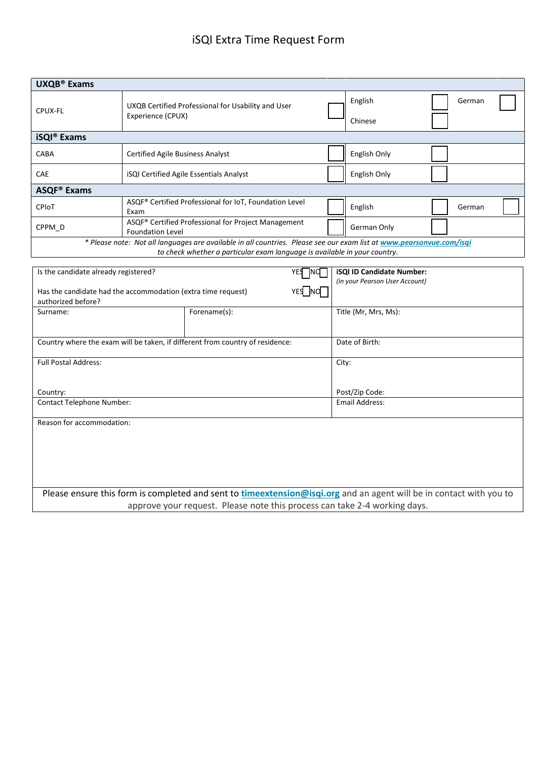# iSQI Extra Time Request Form

| | | | | | | |
|---|---|---|---|---|---|---|
| **UXQB® Exams** | | | | | | |
| CPUX-FL | UXQB Certified Professional for Usability and User Experience (CPUX) | ☐ | English<br><br>Chinese | ☐<br><br>☐ | German | ☐ |
| **iSQI® Exams** | | | | | | |
| CABA | Certified Agile Business Analyst | ☐ | English Only | ☐ | | |
| CAE | iSQI Certified Agile Essentials Analyst | ☐ | English Only | ☐ | | |
| **ASQF® Exams** | | | | | | |
| CPIoT | ASQF® Certified Professional for IoT, Foundation Level Exam | ☐ | English | ☐ | German | ☐ |
| CPPM_D | ASQF® Certified Professional for Project Management Foundation Level | ☐ | German Only | ☐ | | |

*\* Please note: Not all languages are available in all countries. Please see our exam list at [www.pearsonvue.com/isqi](http://www.pearsonvue.com/isqi) to check whether a particular exam language is available in your country.*

| | | |
|---|---|---|
| Is the candidate already registered? YES ☐ NO ☐<br><br>Has the candidate had the accommodation (extra time request) authorized before? YES ☐ NO ☐ | | **iSQI ID Candidate Number:**<br>*(in your Pearson User Account)* |
| Surname: | Forename(s): | Title (Mr, Mrs, Ms): |
| Country where the exam will be taken, if different from country of residence: | | Date of Birth: |
| Full Postal Address:<br><br>Country: | | City:<br><br>Post/Zip Code: |
| Contact Telephone Number: | | Email Address: |
| Reason for accommodation: | | |

Please ensure this form is completed and sent to **timeextension@isqi.org** and an agent will be in contact with you to approve your request. Please note this process can take 2-4 working days.